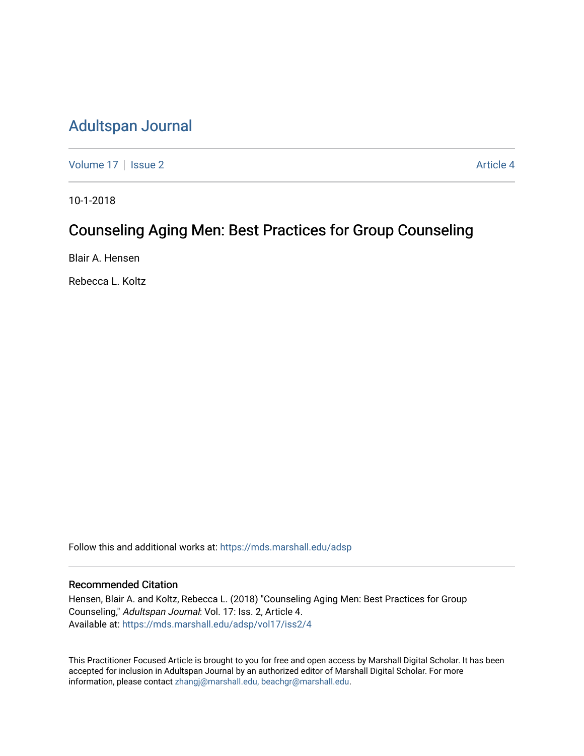# Adultspan Journal

Volume 17 | Issue 2 | Article 4

10-1-2018

## Counseling Aging Men: Best Practices for Group Counseling

Blair A. Hensen

Rebecca L. Koltz

Follow this and additional works at: https://mds.marshall.edu/adsp

### Recommended Citation

Hensen, Blair A. and Koltz, Rebecca L. (2018) "Counseling Aging Men: Best Practices for Group Counseling," *Adultspan Journal*: Vol. 17: Iss. 2, Article 4.
Available at: https://mds.marshall.edu/adsp/vol17/iss2/4

This Practitioner Focused Article is brought to you for free and open access by Marshall Digital Scholar. It has been accepted for inclusion in Adultspan Journal by an authorized editor of Marshall Digital Scholar. For more information, please contact zhangj@marshall.edu, beachgr@marshall.edu.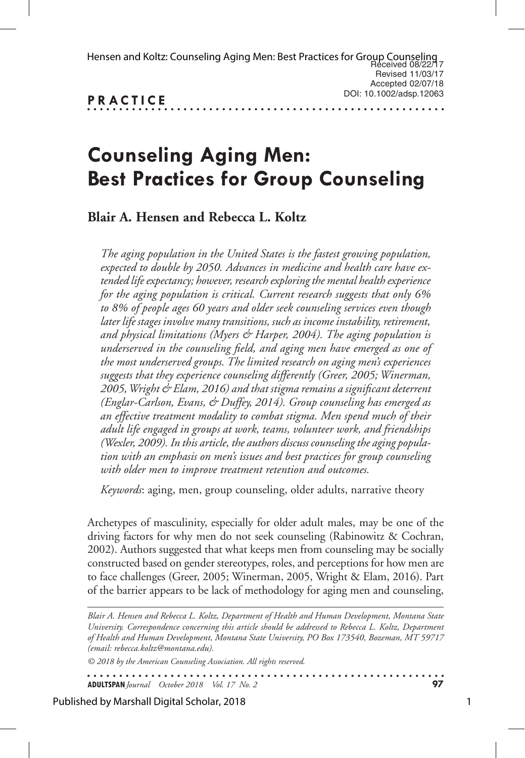Received 08/22/17
Revised 11/03/17
Accepted 02/07/18
DOI: 10.1002/adsp.12063

**PRACTICE**

# Counseling Aging Men: Best Practices for Group Counseling

**Blair A. Hensen and Rebecca L. Koltz**

*The aging population in the United States is the fastest growing population, expected to double by 2050. Advances in medicine and health care have extended life expectancy; however, research exploring the mental health experience for the aging population is critical. Current research suggests that only 6% to 8% of people ages 60 years and older seek counseling services even though later life stages involve many transitions, such as income instability, retirement, and physical limitations (Myers & Harper, 2004). The aging population is underserved in the counseling field, and aging men have emerged as one of the most underserved groups. The limited research on aging men's experiences suggests that they experience counseling differently (Greer, 2005; Winerman, 2005, Wright & Elam, 2016) and that stigma remains a significant deterrent (Englar-Carlson, Evans, & Duffey, 2014). Group counseling has emerged as an effective treatment modality to combat stigma. Men spend much of their adult life engaged in groups at work, teams, volunteer work, and friendships (Wexler, 2009). In this article, the authors discuss counseling the aging population with an emphasis on men's issues and best practices for group counseling with older men to improve treatment retention and outcomes.*

*Keywords*: aging, men, group counseling, older adults, narrative theory

Archetypes of masculinity, especially for older adult males, may be one of the driving factors for why men do not seek counseling (Rabinowitz & Cochran, 2002). Authors suggested that what keeps men from counseling may be socially constructed based on gender stereotypes, roles, and perceptions for how men are to face challenges (Greer, 2005; Winerman, 2005, Wright & Elam, 2016). Part of the barrier appears to be lack of methodology for aging men and counseling,

*Blair A. Hensen and Rebecca L. Koltz, Department of Health and Human Development, Montana State University. Correspondence concerning this article should be addressed to Rebecca L. Koltz, Department of Health and Human Development, Montana State University, PO Box 173540, Bozeman, MT 59717 (email: rebecca.koltz@montana.edu).*

*© 2018 by the American Counseling Association. All rights reserved.*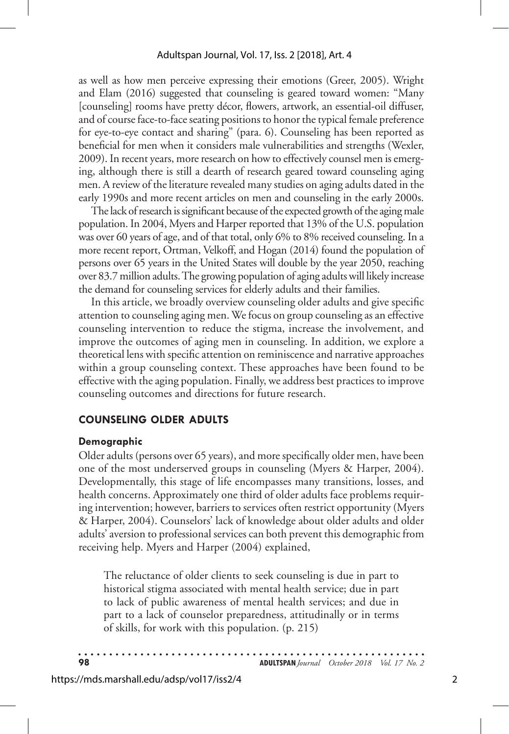as well as how men perceive expressing their emotions (Greer, 2005). Wright and Elam (2016) suggested that counseling is geared toward women: "Many [counseling] rooms have pretty décor, flowers, artwork, an essential-oil diffuser, and of course face-to-face seating positions to honor the typical female preference for eye-to-eye contact and sharing" (para. 6). Counseling has been reported as beneficial for men when it considers male vulnerabilities and strengths (Wexler, 2009). In recent years, more research on how to effectively counsel men is emerging, although there is still a dearth of research geared toward counseling aging men. A review of the literature revealed many studies on aging adults dated in the early 1990s and more recent articles on men and counseling in the early 2000s.

The lack of research is significant because of the expected growth of the aging male population. In 2004, Myers and Harper reported that 13% of the U.S. population was over 60 years of age, and of that total, only 6% to 8% received counseling. In a more recent report, Ortman, Velkoff, and Hogan (2014) found the population of persons over 65 years in the United States will double by the year 2050, reaching over 83.7 million adults. The growing population of aging adults will likely increase the demand for counseling services for elderly adults and their families.

In this article, we broadly overview counseling older adults and give specific attention to counseling aging men. We focus on group counseling as an effective counseling intervention to reduce the stigma, increase the involvement, and improve the outcomes of aging men in counseling. In addition, we explore a theoretical lens with specific attention on reminiscence and narrative approaches within a group counseling context. These approaches have been found to be effective with the aging population. Finally, we address best practices to improve counseling outcomes and directions for future research.

## COUNSELING OLDER ADULTS

### Demographic

Older adults (persons over 65 years), and more specifically older men, have been one of the most underserved groups in counseling (Myers & Harper, 2004). Developmentally, this stage of life encompasses many transitions, losses, and health concerns. Approximately one third of older adults face problems requiring intervention; however, barriers to services often restrict opportunity (Myers & Harper, 2004). Counselors' lack of knowledge about older adults and older adults' aversion to professional services can both prevent this demographic from receiving help. Myers and Harper (2004) explained,

> The reluctance of older clients to seek counseling is due in part to historical stigma associated with mental health service; due in part to lack of public awareness of mental health services; and due in part to a lack of counselor preparedness, attitudinally or in terms of skills, for work with this population. (p. 215)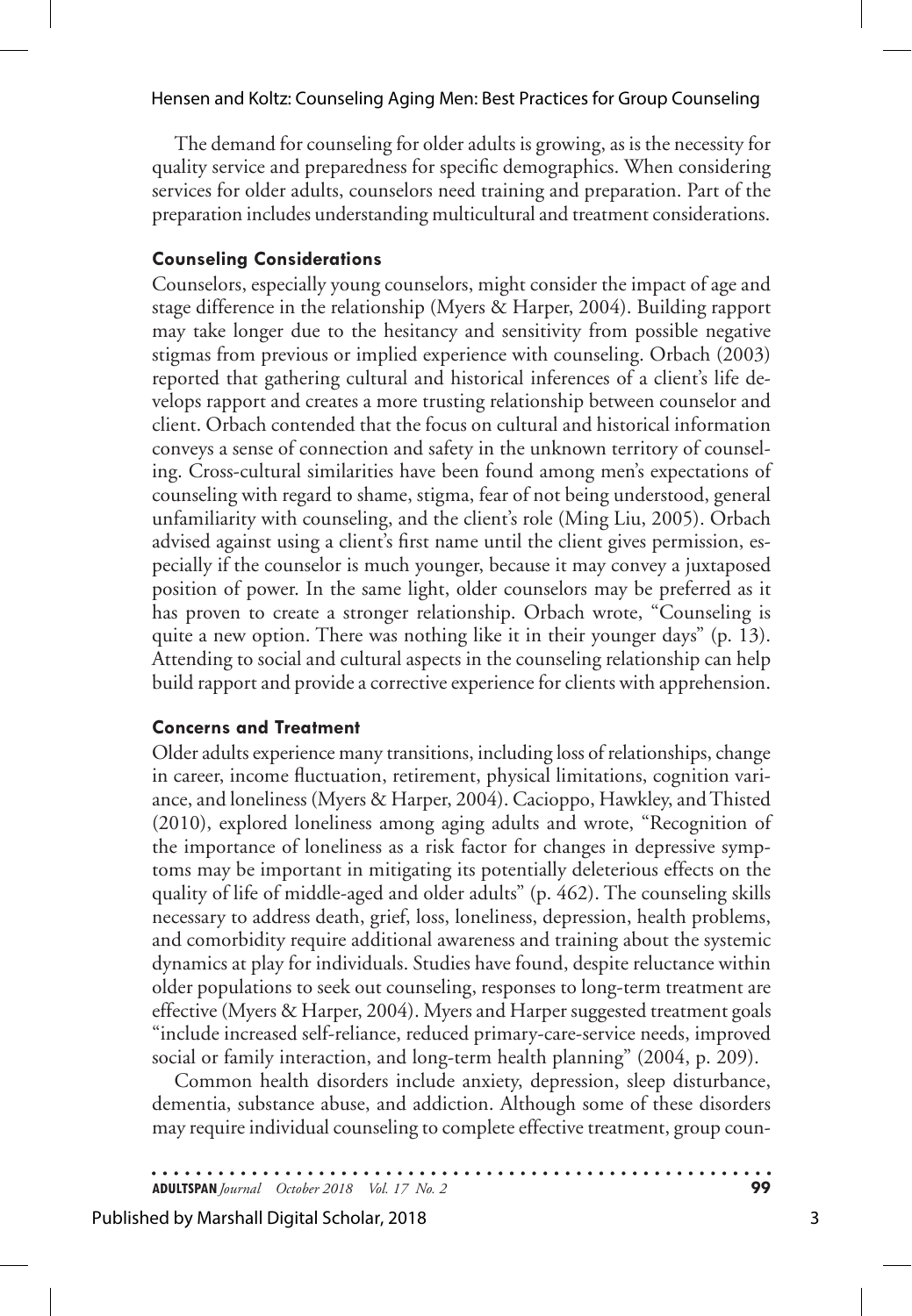The demand for counseling for older adults is growing, as is the necessity for quality service and preparedness for specific demographics. When considering services for older adults, counselors need training and preparation. Part of the preparation includes understanding multicultural and treatment considerations.

### Counseling Considerations

Counselors, especially young counselors, might consider the impact of age and stage difference in the relationship (Myers & Harper, 2004). Building rapport may take longer due to the hesitancy and sensitivity from possible negative stigmas from previous or implied experience with counseling. Orbach (2003) reported that gathering cultural and historical inferences of a client's life develops rapport and creates a more trusting relationship between counselor and client. Orbach contended that the focus on cultural and historical information conveys a sense of connection and safety in the unknown territory of counseling. Cross-cultural similarities have been found among men's expectations of counseling with regard to shame, stigma, fear of not being understood, general unfamiliarity with counseling, and the client's role (Ming Liu, 2005). Orbach advised against using a client's first name until the client gives permission, especially if the counselor is much younger, because it may convey a juxtaposed position of power. In the same light, older counselors may be preferred as it has proven to create a stronger relationship. Orbach wrote, "Counseling is quite a new option. There was nothing like it in their younger days" (p. 13). Attending to social and cultural aspects in the counseling relationship can help build rapport and provide a corrective experience for clients with apprehension.

### Concerns and Treatment

Older adults experience many transitions, including loss of relationships, change in career, income fluctuation, retirement, physical limitations, cognition variance, and loneliness (Myers & Harper, 2004). Cacioppo, Hawkley, and Thisted (2010), explored loneliness among aging adults and wrote, "Recognition of the importance of loneliness as a risk factor for changes in depressive symptoms may be important in mitigating its potentially deleterious effects on the quality of life of middle-aged and older adults" (p. 462). The counseling skills necessary to address death, grief, loss, loneliness, depression, health problems, and comorbidity require additional awareness and training about the systemic dynamics at play for individuals. Studies have found, despite reluctance within older populations to seek out counseling, responses to long-term treatment are effective (Myers & Harper, 2004). Myers and Harper suggested treatment goals "include increased self-reliance, reduced primary-care-service needs, improved social or family interaction, and long-term health planning" (2004, p. 209).

Common health disorders include anxiety, depression, sleep disturbance, dementia, substance abuse, and addiction. Although some of these disorders may require individual counseling to complete effective treatment, group coun-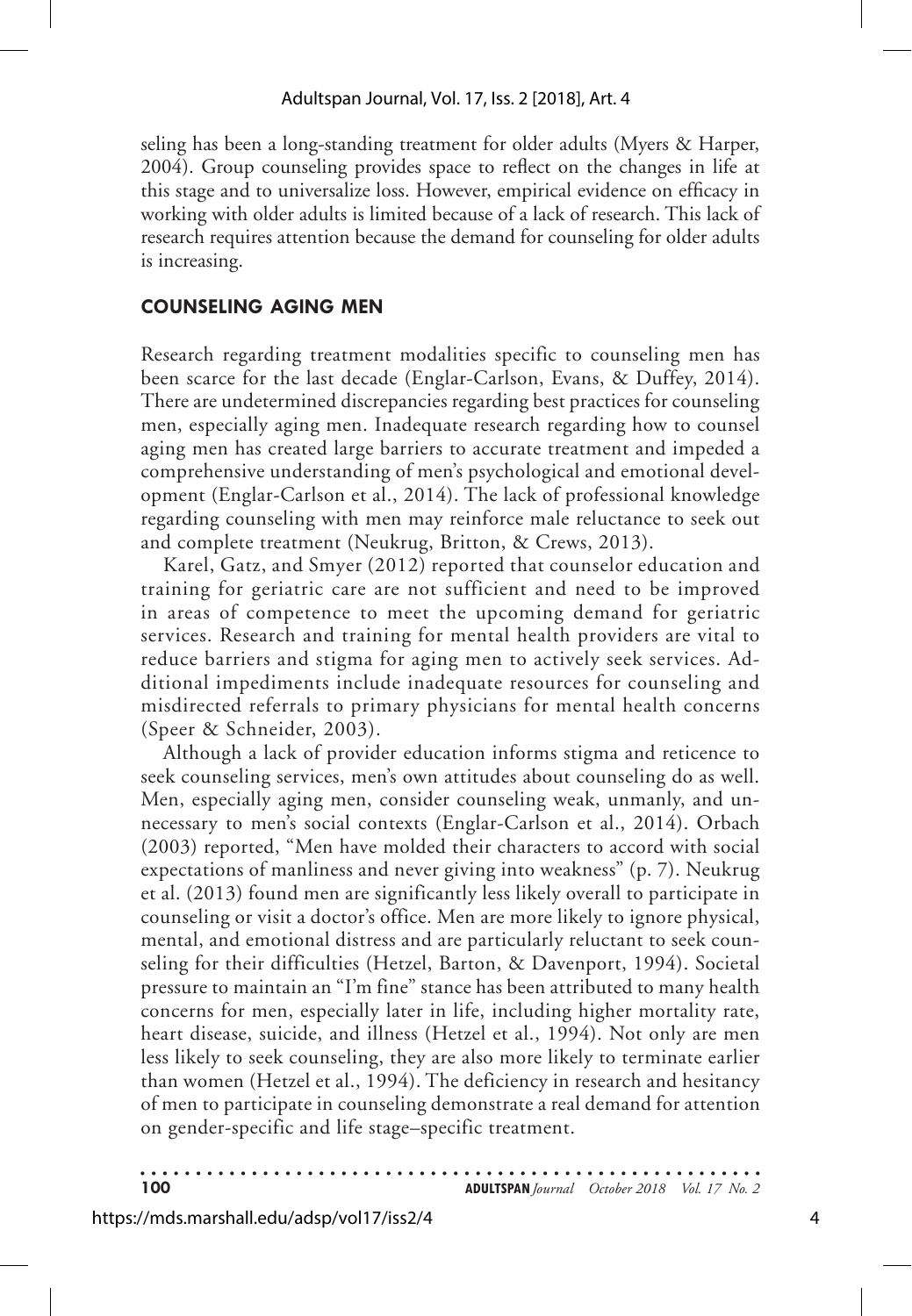seling has been a long-standing treatment for older adults (Myers & Harper, 2004). Group counseling provides space to reflect on the changes in life at this stage and to universalize loss. However, empirical evidence on efficacy in working with older adults is limited because of a lack of research. This lack of research requires attention because the demand for counseling for older adults is increasing.

## COUNSELING AGING MEN

Research regarding treatment modalities specific to counseling men has been scarce for the last decade (Englar-Carlson, Evans, & Duffey, 2014). There are undetermined discrepancies regarding best practices for counseling men, especially aging men. Inadequate research regarding how to counsel aging men has created large barriers to accurate treatment and impeded a comprehensive understanding of men's psychological and emotional development (Englar-Carlson et al., 2014). The lack of professional knowledge regarding counseling with men may reinforce male reluctance to seek out and complete treatment (Neukrug, Britton, & Crews, 2013).

Karel, Gatz, and Smyer (2012) reported that counselor education and training for geriatric care are not sufficient and need to be improved in areas of competence to meet the upcoming demand for geriatric services. Research and training for mental health providers are vital to reduce barriers and stigma for aging men to actively seek services. Additional impediments include inadequate resources for counseling and misdirected referrals to primary physicians for mental health concerns (Speer & Schneider, 2003).

Although a lack of provider education informs stigma and reticence to seek counseling services, men's own attitudes about counseling do as well. Men, especially aging men, consider counseling weak, unmanly, and unnecessary to men's social contexts (Englar-Carlson et al., 2014). Orbach (2003) reported, "Men have molded their characters to accord with social expectations of manliness and never giving into weakness" (p. 7). Neukrug et al. (2013) found men are significantly less likely overall to participate in counseling or visit a doctor's office. Men are more likely to ignore physical, mental, and emotional distress and are particularly reluctant to seek counseling for their difficulties (Hetzel, Barton, & Davenport, 1994). Societal pressure to maintain an "I'm fine" stance has been attributed to many health concerns for men, especially later in life, including higher mortality rate, heart disease, suicide, and illness (Hetzel et al., 1994). Not only are men less likely to seek counseling, they are also more likely to terminate earlier than women (Hetzel et al., 1994). The deficiency in research and hesitancy of men to participate in counseling demonstrate a real demand for attention on gender-specific and life stage–specific treatment.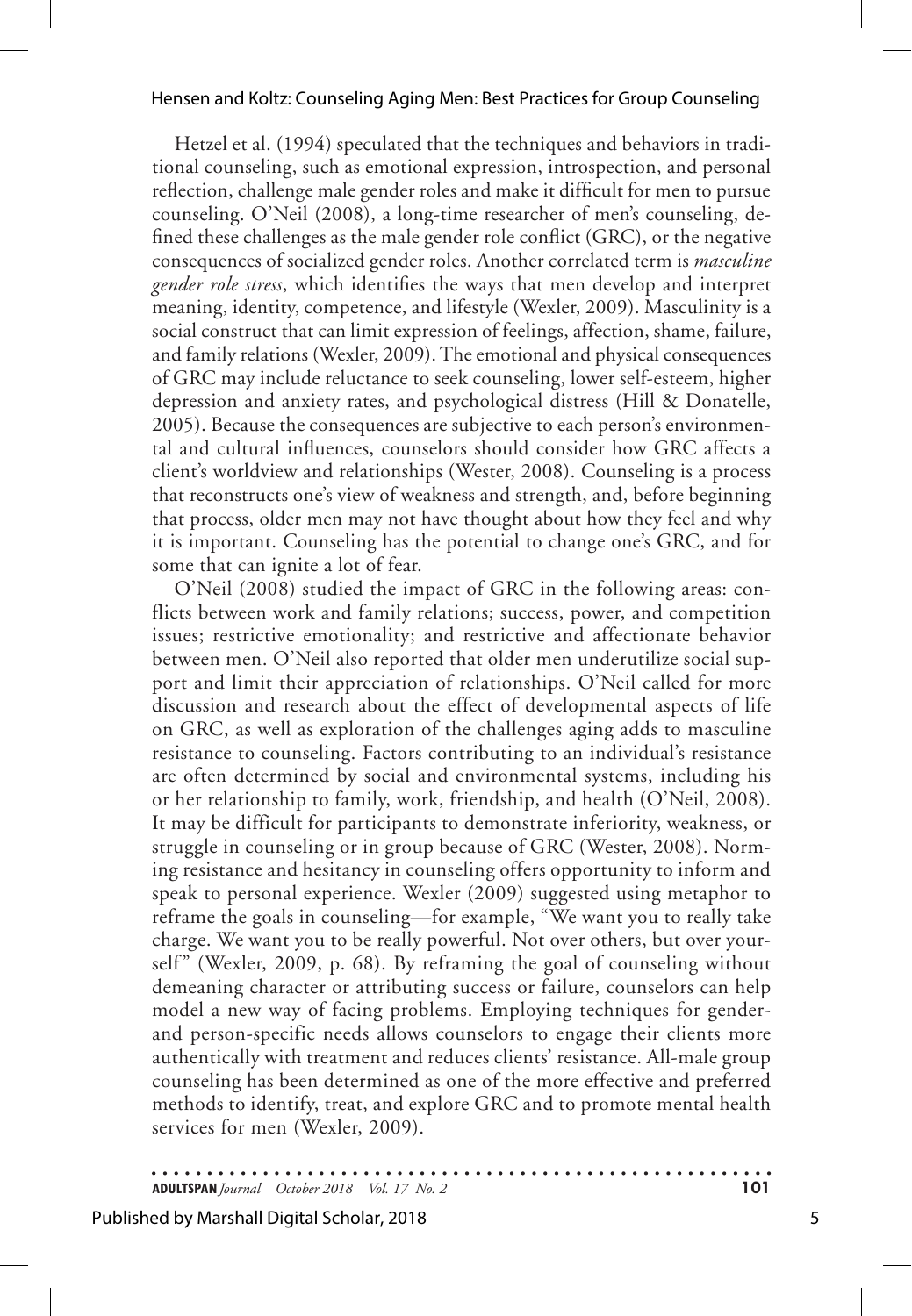Hetzel et al. (1994) speculated that the techniques and behaviors in traditional counseling, such as emotional expression, introspection, and personal reflection, challenge male gender roles and make it difficult for men to pursue counseling. O'Neil (2008), a long-time researcher of men's counseling, defined these challenges as the male gender role conflict (GRC), or the negative consequences of socialized gender roles. Another correlated term is *masculine gender role stress*, which identifies the ways that men develop and interpret meaning, identity, competence, and lifestyle (Wexler, 2009). Masculinity is a social construct that can limit expression of feelings, affection, shame, failure, and family relations (Wexler, 2009). The emotional and physical consequences of GRC may include reluctance to seek counseling, lower self-esteem, higher depression and anxiety rates, and psychological distress (Hill & Donatelle, 2005). Because the consequences are subjective to each person's environmental and cultural influences, counselors should consider how GRC affects a client's worldview and relationships (Wester, 2008). Counseling is a process that reconstructs one's view of weakness and strength, and, before beginning that process, older men may not have thought about how they feel and why it is important. Counseling has the potential to change one's GRC, and for some that can ignite a lot of fear.

O'Neil (2008) studied the impact of GRC in the following areas: conflicts between work and family relations; success, power, and competition issues; restrictive emotionality; and restrictive and affectionate behavior between men. O'Neil also reported that older men underutilize social support and limit their appreciation of relationships. O'Neil called for more discussion and research about the effect of developmental aspects of life on GRC, as well as exploration of the challenges aging adds to masculine resistance to counseling. Factors contributing to an individual's resistance are often determined by social and environmental systems, including his or her relationship to family, work, friendship, and health (O'Neil, 2008). It may be difficult for participants to demonstrate inferiority, weakness, or struggle in counseling or in group because of GRC (Wester, 2008). Norming resistance and hesitancy in counseling offers opportunity to inform and speak to personal experience. Wexler (2009) suggested using metaphor to reframe the goals in counseling—for example, "We want you to really take charge. We want you to be really powerful. Not over others, but over yourself" (Wexler, 2009, p. 68). By reframing the goal of counseling without demeaning character or attributing success or failure, counselors can help model a new way of facing problems. Employing techniques for gender- and person-specific needs allows counselors to engage their clients more authentically with treatment and reduces clients' resistance. All-male group counseling has been determined as one of the more effective and preferred methods to identify, treat, and explore GRC and to promote mental health services for men (Wexler, 2009).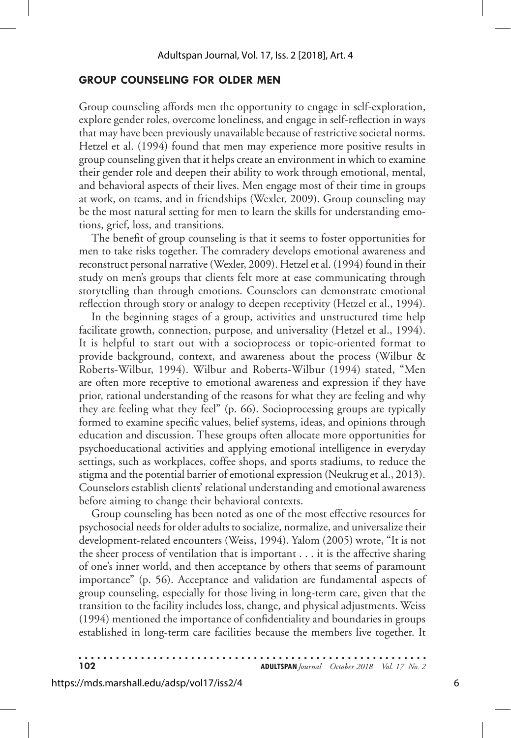## GROUP COUNSELING FOR OLDER MEN

Group counseling affords men the opportunity to engage in self-exploration, explore gender roles, overcome loneliness, and engage in self-reflection in ways that may have been previously unavailable because of restrictive societal norms. Hetzel et al. (1994) found that men may experience more positive results in group counseling given that it helps create an environment in which to examine their gender role and deepen their ability to work through emotional, mental, and behavioral aspects of their lives. Men engage most of their time in groups at work, on teams, and in friendships (Wexler, 2009). Group counseling may be the most natural setting for men to learn the skills for understanding emotions, grief, loss, and transitions.

The benefit of group counseling is that it seems to foster opportunities for men to take risks together. The comradery develops emotional awareness and reconstruct personal narrative (Wexler, 2009). Hetzel et al. (1994) found in their study on men's groups that clients felt more at ease communicating through storytelling than through emotions. Counselors can demonstrate emotional reflection through story or analogy to deepen receptivity (Hetzel et al., 1994).

In the beginning stages of a group, activities and unstructured time help facilitate growth, connection, purpose, and universality (Hetzel et al., 1994). It is helpful to start out with a socioprocess or topic-oriented format to provide background, context, and awareness about the process (Wilbur & Roberts-Wilbur, 1994). Wilbur and Roberts-Wilbur (1994) stated, "Men are often more receptive to emotional awareness and expression if they have prior, rational understanding of the reasons for what they are feeling and why they are feeling what they feel" (p. 66). Socioprocessing groups are typically formed to examine specific values, belief systems, ideas, and opinions through education and discussion. These groups often allocate more opportunities for psychoeducational activities and applying emotional intelligence in everyday settings, such as workplaces, coffee shops, and sports stadiums, to reduce the stigma and the potential barrier of emotional expression (Neukrug et al., 2013). Counselors establish clients' relational understanding and emotional awareness before aiming to change their behavioral contexts.

Group counseling has been noted as one of the most effective resources for psychosocial needs for older adults to socialize, normalize, and universalize their development-related encounters (Weiss, 1994). Yalom (2005) wrote, "It is not the sheer process of ventilation that is important . . . it is the affective sharing of one's inner world, and then acceptance by others that seems of paramount importance" (p. 56). Acceptance and validation are fundamental aspects of group counseling, especially for those living in long-term care, given that the transition to the facility includes loss, change, and physical adjustments. Weiss (1994) mentioned the importance of confidentiality and boundaries in groups established in long-term care facilities because the members live together. It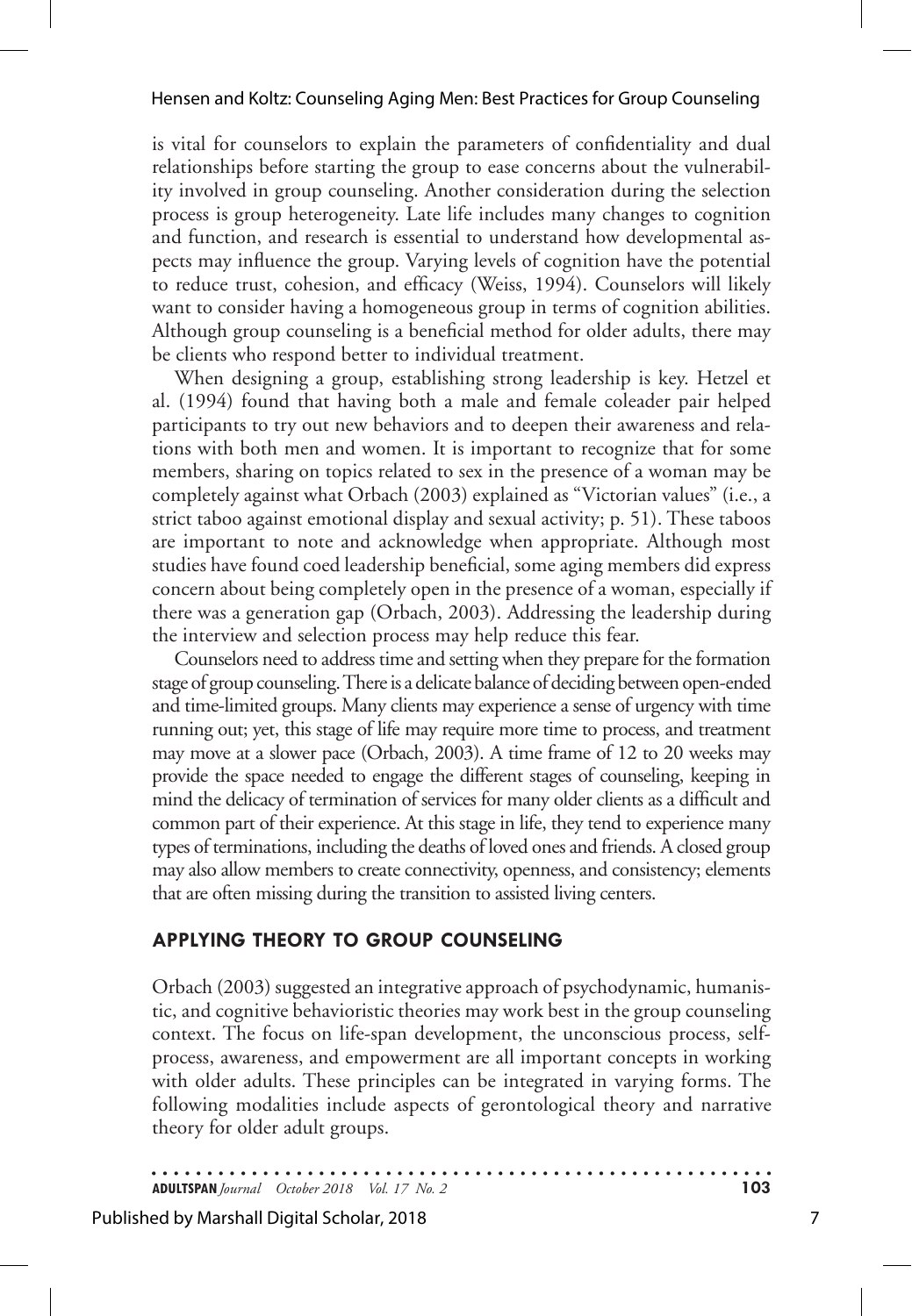is vital for counselors to explain the parameters of confidentiality and dual relationships before starting the group to ease concerns about the vulnerability involved in group counseling. Another consideration during the selection process is group heterogeneity. Late life includes many changes to cognition and function, and research is essential to understand how developmental aspects may influence the group. Varying levels of cognition have the potential to reduce trust, cohesion, and efficacy (Weiss, 1994). Counselors will likely want to consider having a homogeneous group in terms of cognition abilities. Although group counseling is a beneficial method for older adults, there may be clients who respond better to individual treatment.

When designing a group, establishing strong leadership is key. Hetzel et al. (1994) found that having both a male and female coleader pair helped participants to try out new behaviors and to deepen their awareness and relations with both men and women. It is important to recognize that for some members, sharing on topics related to sex in the presence of a woman may be completely against what Orbach (2003) explained as "Victorian values" (i.e., a strict taboo against emotional display and sexual activity; p. 51). These taboos are important to note and acknowledge when appropriate. Although most studies have found coed leadership beneficial, some aging members did express concern about being completely open in the presence of a woman, especially if there was a generation gap (Orbach, 2003). Addressing the leadership during the interview and selection process may help reduce this fear.

Counselors need to address time and setting when they prepare for the formation stage of group counseling. There is a delicate balance of deciding between open-ended and time-limited groups. Many clients may experience a sense of urgency with time running out; yet, this stage of life may require more time to process, and treatment may move at a slower pace (Orbach, 2003). A time frame of 12 to 20 weeks may provide the space needed to engage the different stages of counseling, keeping in mind the delicacy of termination of services for many older clients as a difficult and common part of their experience. At this stage in life, they tend to experience many types of terminations, including the deaths of loved ones and friends. A closed group may also allow members to create connectivity, openness, and consistency; elements that are often missing during the transition to assisted living centers.

## APPLYING THEORY TO GROUP COUNSELING

Orbach (2003) suggested an integrative approach of psychodynamic, humanistic, and cognitive behavioristic theories may work best in the group counseling context. The focus on life-span development, the unconscious process, self-process, awareness, and empowerment are all important concepts in working with older adults. These principles can be integrated in varying forms. The following modalities include aspects of gerontological theory and narrative theory for older adult groups.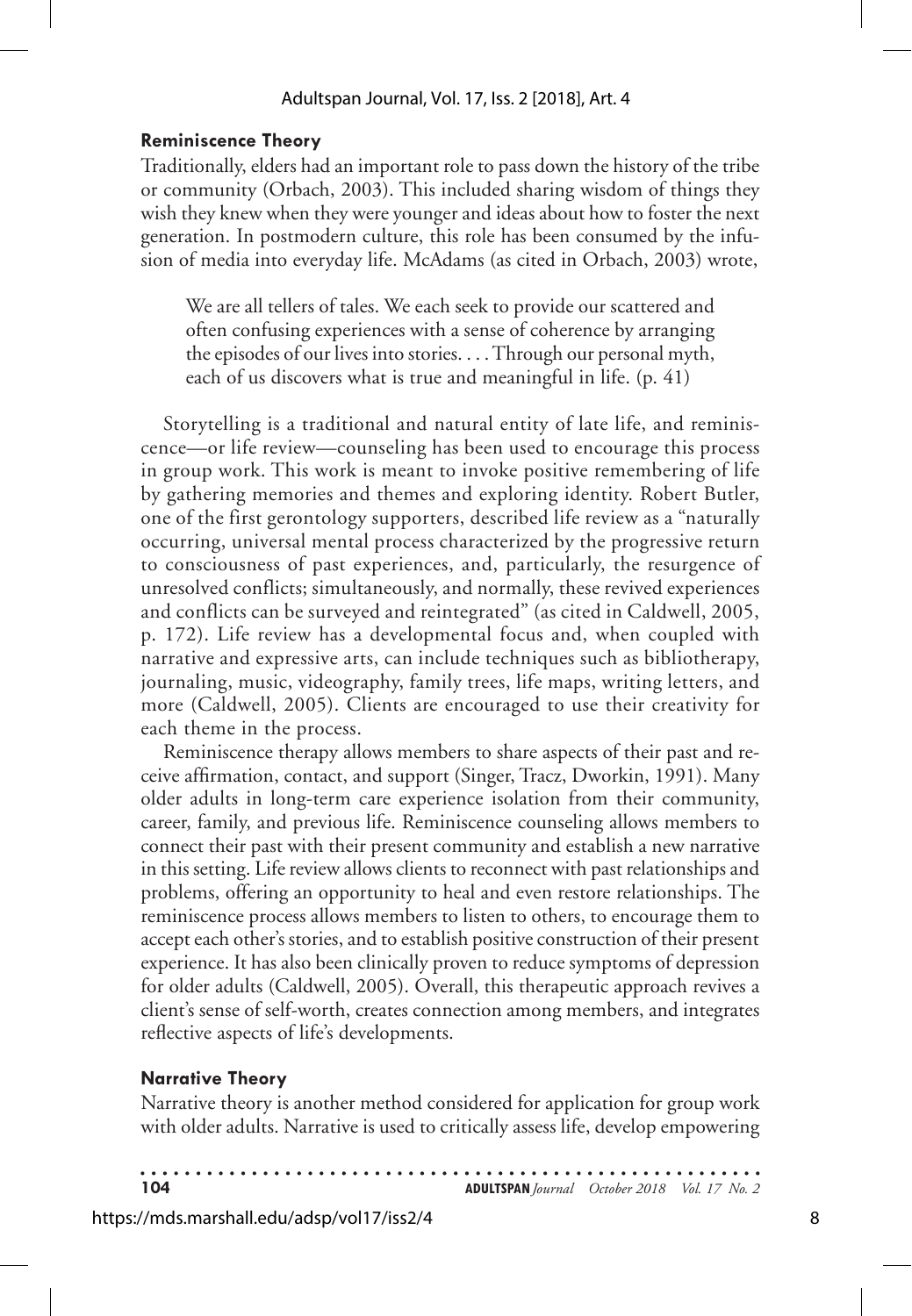### Reminiscence Theory

Traditionally, elders had an important role to pass down the history of the tribe or community (Orbach, 2003). This included sharing wisdom of things they wish they knew when they were younger and ideas about how to foster the next generation. In postmodern culture, this role has been consumed by the infusion of media into everyday life. McAdams (as cited in Orbach, 2003) wrote,

> We are all tellers of tales. We each seek to provide our scattered and often confusing experiences with a sense of coherence by arranging the episodes of our lives into stories. . . . Through our personal myth, each of us discovers what is true and meaningful in life. (p. 41)

Storytelling is a traditional and natural entity of late life, and reminiscence—or life review—counseling has been used to encourage this process in group work. This work is meant to invoke positive remembering of life by gathering memories and themes and exploring identity. Robert Butler, one of the first gerontology supporters, described life review as a "naturally occurring, universal mental process characterized by the progressive return to consciousness of past experiences, and, particularly, the resurgence of unresolved conflicts; simultaneously, and normally, these revived experiences and conflicts can be surveyed and reintegrated" (as cited in Caldwell, 2005, p. 172). Life review has a developmental focus and, when coupled with narrative and expressive arts, can include techniques such as bibliotherapy, journaling, music, videography, family trees, life maps, writing letters, and more (Caldwell, 2005). Clients are encouraged to use their creativity for each theme in the process.

Reminiscence therapy allows members to share aspects of their past and receive affirmation, contact, and support (Singer, Tracz, Dworkin, 1991). Many older adults in long-term care experience isolation from their community, career, family, and previous life. Reminiscence counseling allows members to connect their past with their present community and establish a new narrative in this setting. Life review allows clients to reconnect with past relationships and problems, offering an opportunity to heal and even restore relationships. The reminiscence process allows members to listen to others, to encourage them to accept each other's stories, and to establish positive construction of their present experience. It has also been clinically proven to reduce symptoms of depression for older adults (Caldwell, 2005). Overall, this therapeutic approach revives a client's sense of self-worth, creates connection among members, and integrates reflective aspects of life's developments.

### Narrative Theory

Narrative theory is another method considered for application for group work with older adults. Narrative is used to critically assess life, develop empowering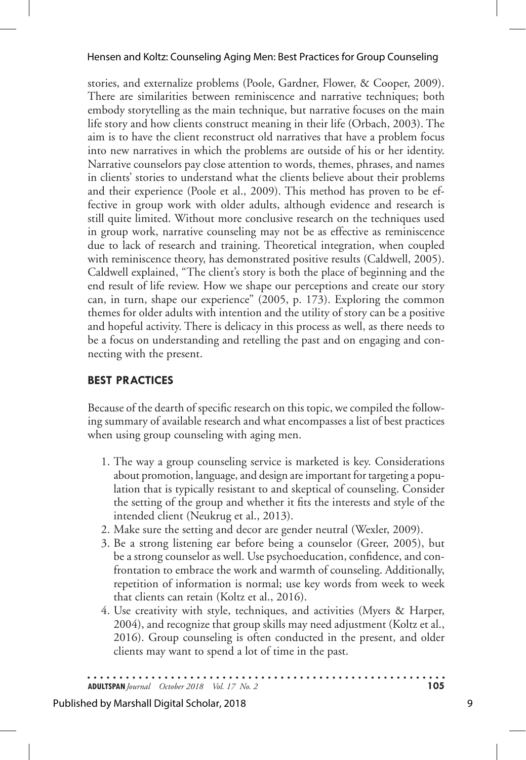stories, and externalize problems (Poole, Gardner, Flower, & Cooper, 2009). There are similarities between reminiscence and narrative techniques; both embody storytelling as the main technique, but narrative focuses on the main life story and how clients construct meaning in their life (Orbach, 2003). The aim is to have the client reconstruct old narratives that have a problem focus into new narratives in which the problems are outside of his or her identity. Narrative counselors pay close attention to words, themes, phrases, and names in clients' stories to understand what the clients believe about their problems and their experience (Poole et al., 2009). This method has proven to be effective in group work with older adults, although evidence and research is still quite limited. Without more conclusive research on the techniques used in group work, narrative counseling may not be as effective as reminiscence due to lack of research and training. Theoretical integration, when coupled with reminiscence theory, has demonstrated positive results (Caldwell, 2005). Caldwell explained, "The client's story is both the place of beginning and the end result of life review. How we shape our perceptions and create our story can, in turn, shape our experience" (2005, p. 173). Exploring the common themes for older adults with intention and the utility of story can be a positive and hopeful activity. There is delicacy in this process as well, as there needs to be a focus on understanding and retelling the past and on engaging and connecting with the present.

## BEST PRACTICES

Because of the dearth of specific research on this topic, we compiled the following summary of available research and what encompasses a list of best practices when using group counseling with aging men.

1. The way a group counseling service is marketed is key. Considerations about promotion, language, and design are important for targeting a population that is typically resistant to and skeptical of counseling. Consider the setting of the group and whether it fits the interests and style of the intended client (Neukrug et al., 2013).
2. Make sure the setting and decor are gender neutral (Wexler, 2009).
3. Be a strong listening ear before being a counselor (Greer, 2005), but be a strong counselor as well. Use psychoeducation, confidence, and confrontation to embrace the work and warmth of counseling. Additionally, repetition of information is normal; use key words from week to week that clients can retain (Koltz et al., 2016).
4. Use creativity with style, techniques, and activities (Myers & Harper, 2004), and recognize that group skills may need adjustment (Koltz et al., 2016). Group counseling is often conducted in the present, and older clients may want to spend a lot of time in the past.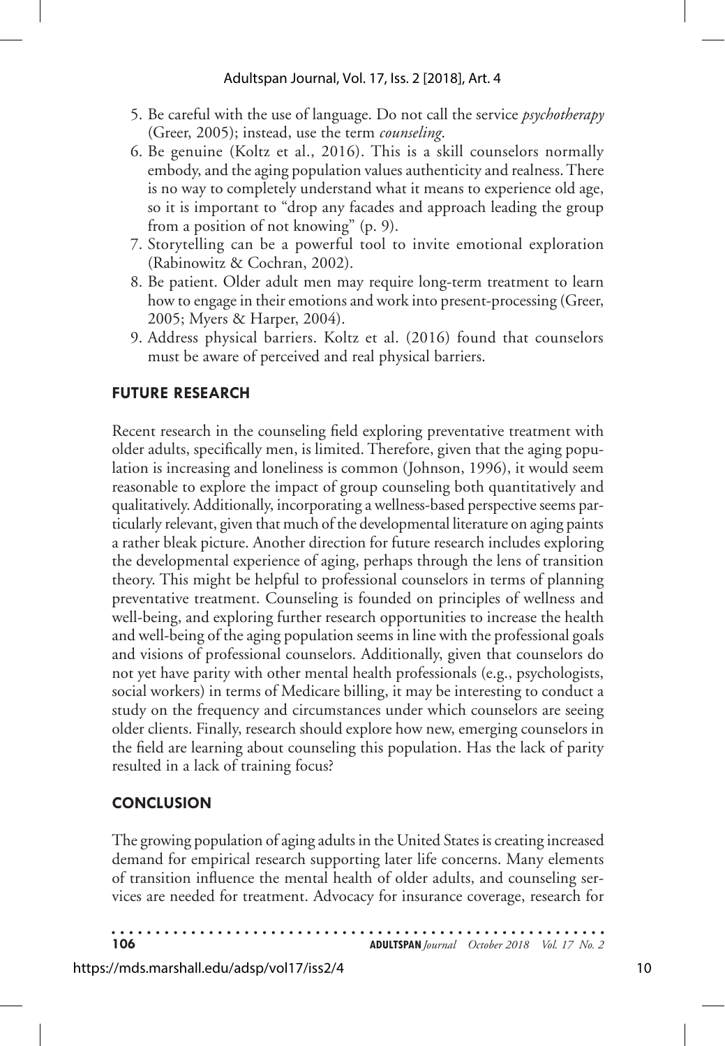5. Be careful with the use of language. Do not call the service *psychotherapy* (Greer, 2005); instead, use the term *counseling*.
6. Be genuine (Koltz et al., 2016). This is a skill counselors normally embody, and the aging population values authenticity and realness. There is no way to completely understand what it means to experience old age, so it is important to "drop any facades and approach leading the group from a position of not knowing" (p. 9).
7. Storytelling can be a powerful tool to invite emotional exploration (Rabinowitz & Cochran, 2002).
8. Be patient. Older adult men may require long-term treatment to learn how to engage in their emotions and work into present-processing (Greer, 2005; Myers & Harper, 2004).
9. Address physical barriers. Koltz et al. (2016) found that counselors must be aware of perceived and real physical barriers.

## FUTURE RESEARCH

Recent research in the counseling field exploring preventative treatment with older adults, specifically men, is limited. Therefore, given that the aging population is increasing and loneliness is common (Johnson, 1996), it would seem reasonable to explore the impact of group counseling both quantitatively and qualitatively. Additionally, incorporating a wellness-based perspective seems particularly relevant, given that much of the developmental literature on aging paints a rather bleak picture. Another direction for future research includes exploring the developmental experience of aging, perhaps through the lens of transition theory. This might be helpful to professional counselors in terms of planning preventative treatment. Counseling is founded on principles of wellness and well-being, and exploring further research opportunities to increase the health and well-being of the aging population seems in line with the professional goals and visions of professional counselors. Additionally, given that counselors do not yet have parity with other mental health professionals (e.g., psychologists, social workers) in terms of Medicare billing, it may be interesting to conduct a study on the frequency and circumstances under which counselors are seeing older clients. Finally, research should explore how new, emerging counselors in the field are learning about counseling this population. Has the lack of parity resulted in a lack of training focus?

## CONCLUSION

The growing population of aging adults in the United States is creating increased demand for empirical research supporting later life concerns. Many elements of transition influence the mental health of older adults, and counseling services are needed for treatment. Advocacy for insurance coverage, research for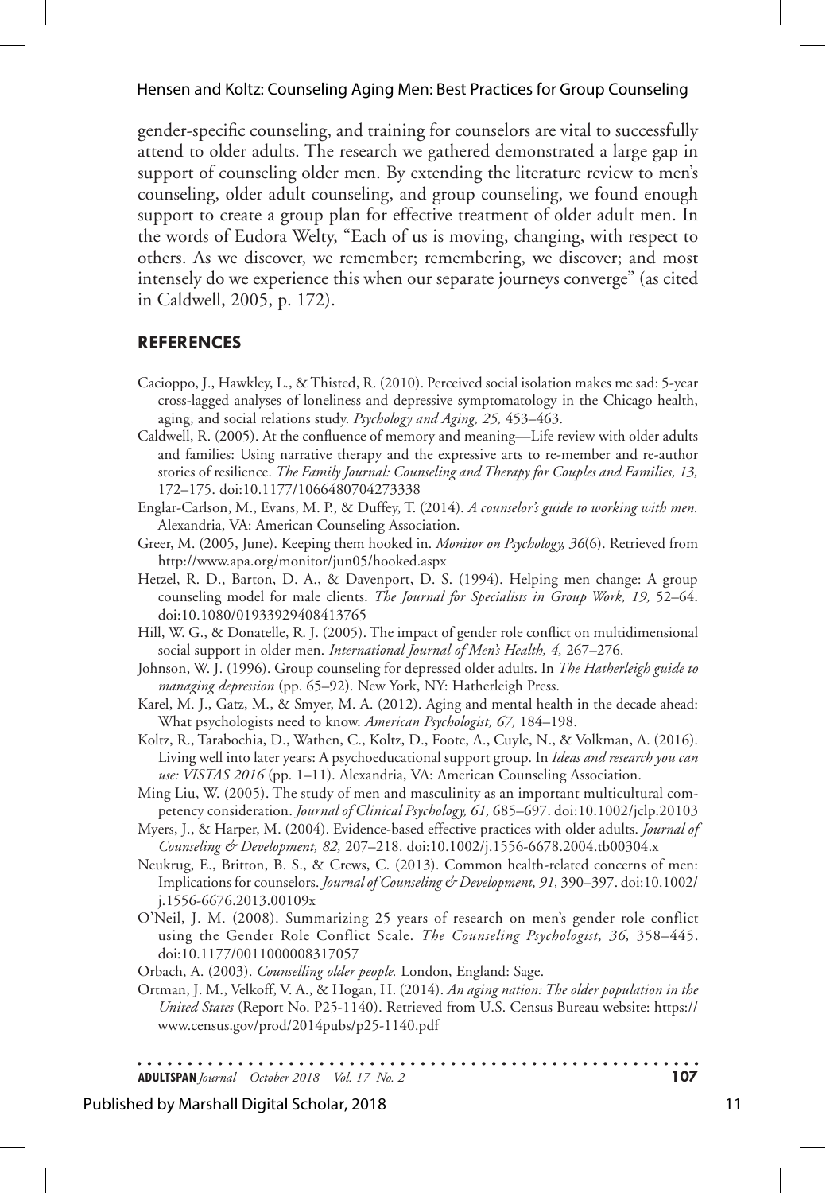gender-specific counseling, and training for counselors are vital to successfully attend to older adults. The research we gathered demonstrated a large gap in support of counseling older men. By extending the literature review to men's counseling, older adult counseling, and group counseling, we found enough support to create a group plan for effective treatment of older adult men. In the words of Eudora Welty, "Each of us is moving, changing, with respect to others. As we discover, we remember; remembering, we discover; and most intensely do we experience this when our separate journeys converge" (as cited in Caldwell, 2005, p. 172).

## REFERENCES

Cacioppo, J., Hawkley, L., & Thisted, R. (2010). Perceived social isolation makes me sad: 5-year cross-lagged analyses of loneliness and depressive symptomatology in the Chicago health, aging, and social relations study. *Psychology and Aging, 25,* 453–463.

Caldwell, R. (2005). At the confluence of memory and meaning—Life review with older adults and families: Using narrative therapy and the expressive arts to re-member and re-author stories of resilience. *The Family Journal: Counseling and Therapy for Couples and Families, 13,* 172–175. doi:10.1177/1066480704273338

Englar-Carlson, M., Evans, M. P., & Duffey, T. (2014). *A counselor's guide to working with men.* Alexandria, VA: American Counseling Association.

Greer, M. (2005, June). Keeping them hooked in. *Monitor on Psychology, 36*(6). Retrieved from http://www.apa.org/monitor/jun05/hooked.aspx

Hetzel, R. D., Barton, D. A., & Davenport, D. S. (1994). Helping men change: A group counseling model for male clients. *The Journal for Specialists in Group Work, 19,* 52–64. doi:10.1080/01933929408413765

Hill, W. G., & Donatelle, R. J. (2005). The impact of gender role conflict on multidimensional social support in older men. *International Journal of Men's Health, 4,* 267–276.

Johnson, W. J. (1996). Group counseling for depressed older adults. In *The Hatherleigh guide to managing depression* (pp. 65–92). New York, NY: Hatherleigh Press.

Karel, M. J., Gatz, M., & Smyer, M. A. (2012). Aging and mental health in the decade ahead: What psychologists need to know. *American Psychologist, 67,* 184–198.

Koltz, R., Tarabochia, D., Wathen, C., Koltz, D., Foote, A., Cuyle, N., & Volkman, A. (2016). Living well into later years: A psychoeducational support group. In *Ideas and research you can use: VISTAS 2016* (pp. 1–11). Alexandria, VA: American Counseling Association.

Ming Liu, W. (2005). The study of men and masculinity as an important multicultural competency consideration. *Journal of Clinical Psychology, 61,* 685–697. doi:10.1002/jclp.20103

Myers, J., & Harper, M. (2004). Evidence-based effective practices with older adults. *Journal of Counseling & Development, 82,* 207–218. doi:10.1002/j.1556-6678.2004.tb00304.x

Neukrug, E., Britton, B. S., & Crews, C. (2013). Common health-related concerns of men: Implications for counselors. *Journal of Counseling & Development, 91,* 390–397. doi:10.1002/j.1556-6676.2013.00109x

O'Neil, J. M. (2008). Summarizing 25 years of research on men's gender role conflict using the Gender Role Conflict Scale. *The Counseling Psychologist, 36,* 358–445. doi:10.1177/0011000008317057

Orbach, A. (2003). *Counselling older people.* London, England: Sage.

Ortman, J. M., Velkoff, V. A., & Hogan, H. (2014). *An aging nation: The older population in the United States* (Report No. P25-1140). Retrieved from U.S. Census Bureau website: https://www.census.gov/prod/2014pubs/p25-1140.pdf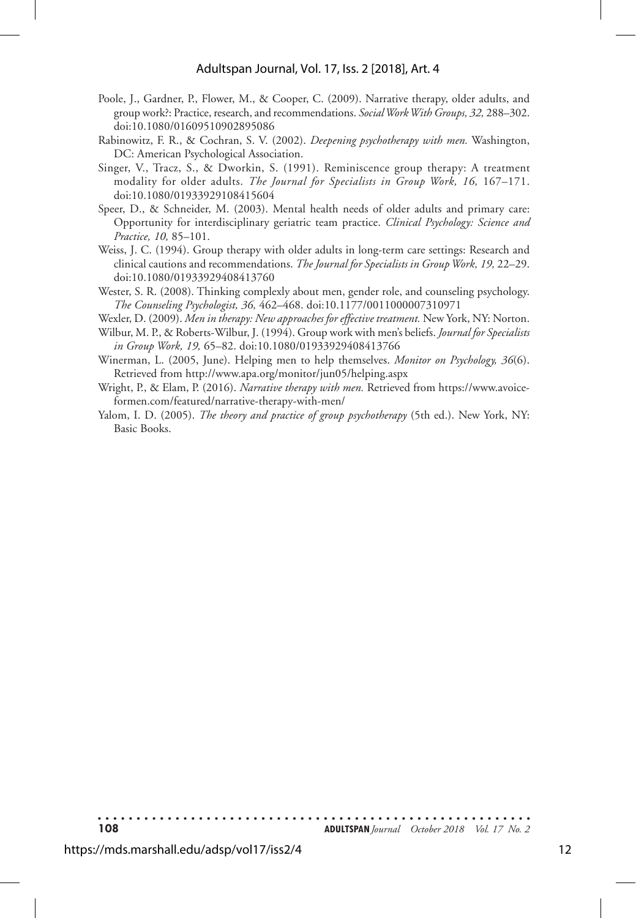Poole, J., Gardner, P., Flower, M., & Cooper, C. (2009). Narrative therapy, older adults, and group work?: Practice, research, and recommendations. *Social Work With Groups, 32,* 288–302. doi:10.1080/01609510902895086

Rabinowitz, F. R., & Cochran, S. V. (2002). *Deepening psychotherapy with men.* Washington, DC: American Psychological Association.

Singer, V., Tracz, S., & Dworkin, S. (1991). Reminiscence group therapy: A treatment modality for older adults. *The Journal for Specialists in Group Work, 16,* 167–171. doi:10.1080/01933929108415604

Speer, D., & Schneider, M. (2003). Mental health needs of older adults and primary care: Opportunity for interdisciplinary geriatric team practice. *Clinical Psychology: Science and Practice, 10,* 85–101.

Weiss, J. C. (1994). Group therapy with older adults in long-term care settings: Research and clinical cautions and recommendations. *The Journal for Specialists in Group Work, 19,* 22–29. doi:10.1080/01933929408413760

Wester, S. R. (2008). Thinking complexly about men, gender role, and counseling psychology. *The Counseling Psychologist, 36,* 462–468. doi:10.1177/0011000007310971

Wexler, D. (2009). *Men in therapy: New approaches for effective treatment.* New York, NY: Norton.

Wilbur, M. P., & Roberts-Wilbur, J. (1994). Group work with men's beliefs. *Journal for Specialists in Group Work, 19,* 65–82. doi:10.1080/01933929408413766

Winerman, L. (2005, June). Helping men to help themselves. *Monitor on Psychology, 36*(6). Retrieved from http://www.apa.org/monitor/jun05/helping.aspx

Wright, P., & Elam, P. (2016). *Narrative therapy with men.* Retrieved from https://www.avoiceformen.com/featured/narrative-therapy-with-men/

Yalom, I. D. (2005). *The theory and practice of group psychotherapy* (5th ed.). New York, NY: Basic Books.